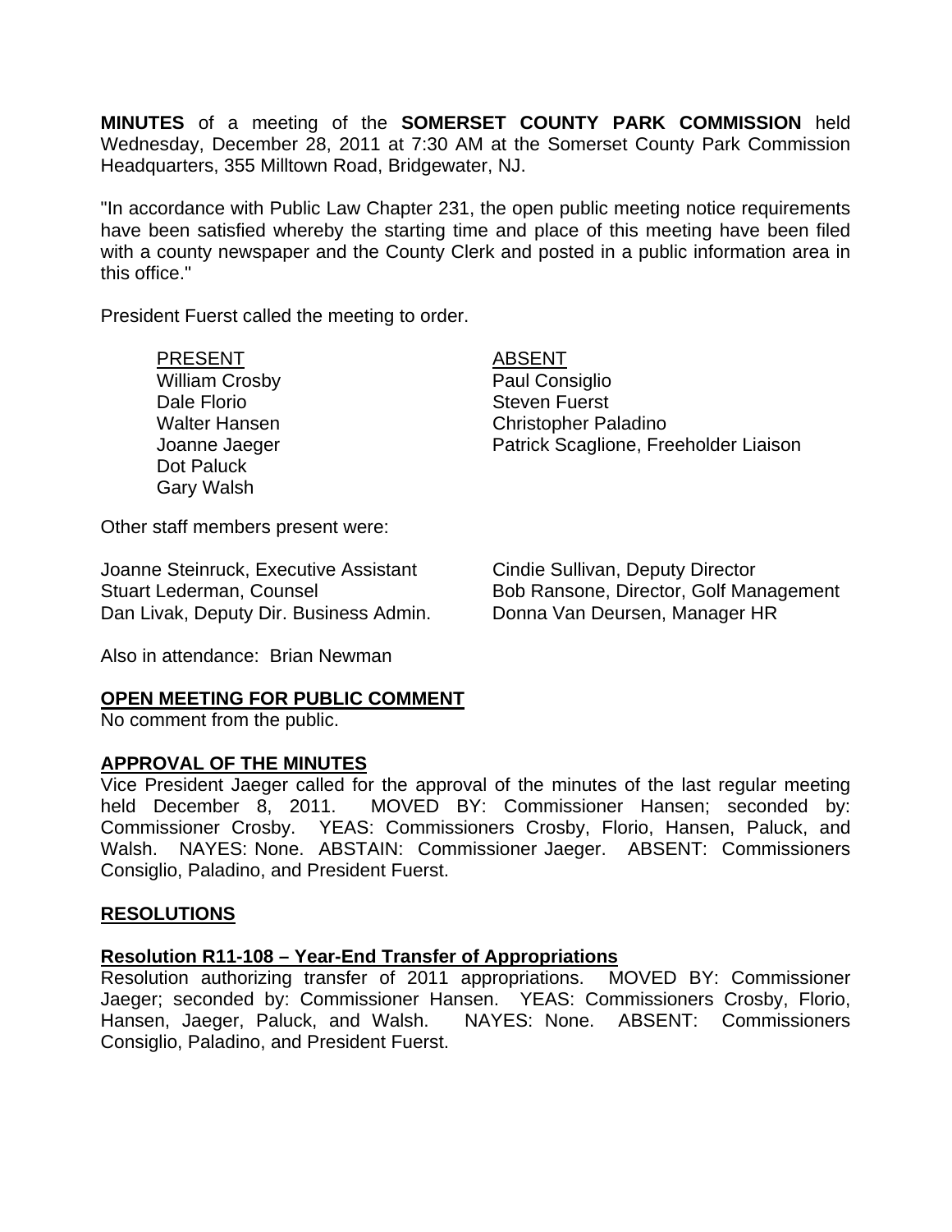**MINUTES** of a meeting of the **SOMERSET COUNTY PARK COMMISSION** held Wednesday, December 28, 2011 at 7:30 AM at the Somerset County Park Commission Headquarters, 355 Milltown Road, Bridgewater, NJ.

"In accordance with Public Law Chapter 231, the open public meeting notice requirements have been satisfied whereby the starting time and place of this meeting have been filed with a county newspaper and the County Clerk and posted in a public information area in this office."

President Fuerst called the meeting to order.

| PRESENT | ABSENT |
|---|---|
| William Crosby | Paul Consiglio |
| Dale Florio | Steven Fuerst |
| Walter Hansen | Christopher Paladino |
| Joanne Jaeger | Patrick Scaglione, Freeholder Liaison |
| Dot Paluck | |
| Gary Walsh | |

Other staff members present were:

| | |
|---|---|
| Joanne Steinruck, Executive Assistant | Cindie Sullivan, Deputy Director |
| Stuart Lederman, Counsel | Bob Ransone, Director, Golf Management |
| Dan Livak, Deputy Dir. Business Admin. | Donna Van Deursen, Manager HR |

Also in attendance: Brian Newman

## OPEN MEETING FOR PUBLIC COMMENT

No comment from the public.

## APPROVAL OF THE MINUTES

Vice President Jaeger called for the approval of the minutes of the last regular meeting held December 8, 2011. MOVED BY: Commissioner Hansen; seconded by: Commissioner Crosby. YEAS: Commissioners Crosby, Florio, Hansen, Paluck, and Walsh. NAYES: None. ABSTAIN: Commissioner Jaeger. ABSENT: Commissioners Consiglio, Paladino, and President Fuerst.

## RESOLUTIONS

### Resolution R11-108 – Year-End Transfer of Appropriations

Resolution authorizing transfer of 2011 appropriations. MOVED BY: Commissioner Jaeger; seconded by: Commissioner Hansen. YEAS: Commissioners Crosby, Florio, Hansen, Jaeger, Paluck, and Walsh. NAYES: None. ABSENT: Commissioners Consiglio, Paladino, and President Fuerst.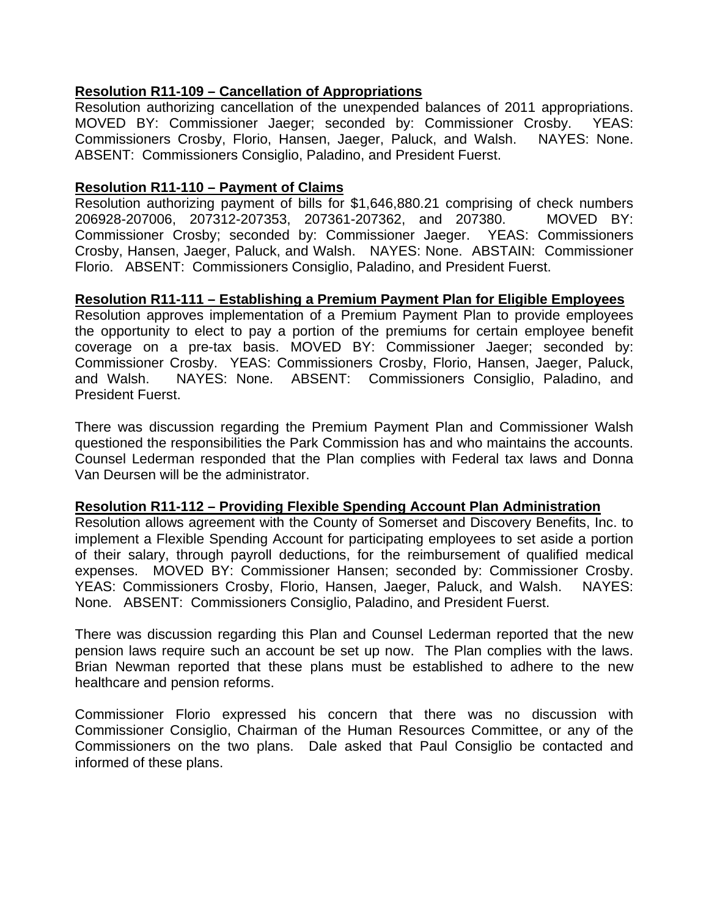**Resolution R11-109 – Cancellation of Appropriations**

Resolution authorizing cancellation of the unexpended balances of 2011 appropriations. MOVED BY: Commissioner Jaeger; seconded by: Commissioner Crosby. YEAS: Commissioners Crosby, Florio, Hansen, Jaeger, Paluck, and Walsh. NAYES: None. ABSENT: Commissioners Consiglio, Paladino, and President Fuerst.

**Resolution R11-110 – Payment of Claims**

Resolution authorizing payment of bills for $1,646,880.21 comprising of check numbers 206928-207006, 207312-207353, 207361-207362, and 207380. MOVED BY: Commissioner Crosby; seconded by: Commissioner Jaeger. YEAS: Commissioners Crosby, Hansen, Jaeger, Paluck, and Walsh. NAYES: None. ABSTAIN: Commissioner Florio. ABSENT: Commissioners Consiglio, Paladino, and President Fuerst.

**Resolution R11-111 – Establishing a Premium Payment Plan for Eligible Employees**

Resolution approves implementation of a Premium Payment Plan to provide employees the opportunity to elect to pay a portion of the premiums for certain employee benefit coverage on a pre-tax basis. MOVED BY: Commissioner Jaeger; seconded by: Commissioner Crosby. YEAS: Commissioners Crosby, Florio, Hansen, Jaeger, Paluck, and Walsh. NAYES: None. ABSENT: Commissioners Consiglio, Paladino, and President Fuerst.

There was discussion regarding the Premium Payment Plan and Commissioner Walsh questioned the responsibilities the Park Commission has and who maintains the accounts. Counsel Lederman responded that the Plan complies with Federal tax laws and Donna Van Deursen will be the administrator.

**Resolution R11-112 – Providing Flexible Spending Account Plan Administration**

Resolution allows agreement with the County of Somerset and Discovery Benefits, Inc. to implement a Flexible Spending Account for participating employees to set aside a portion of their salary, through payroll deductions, for the reimbursement of qualified medical expenses. MOVED BY: Commissioner Hansen; seconded by: Commissioner Crosby. YEAS: Commissioners Crosby, Florio, Hansen, Jaeger, Paluck, and Walsh. NAYES: None. ABSENT: Commissioners Consiglio, Paladino, and President Fuerst.

There was discussion regarding this Plan and Counsel Lederman reported that the new pension laws require such an account be set up now. The Plan complies with the laws. Brian Newman reported that these plans must be established to adhere to the new healthcare and pension reforms.

Commissioner Florio expressed his concern that there was no discussion with Commissioner Consiglio, Chairman of the Human Resources Committee, or any of the Commissioners on the two plans. Dale asked that Paul Consiglio be contacted and informed of these plans.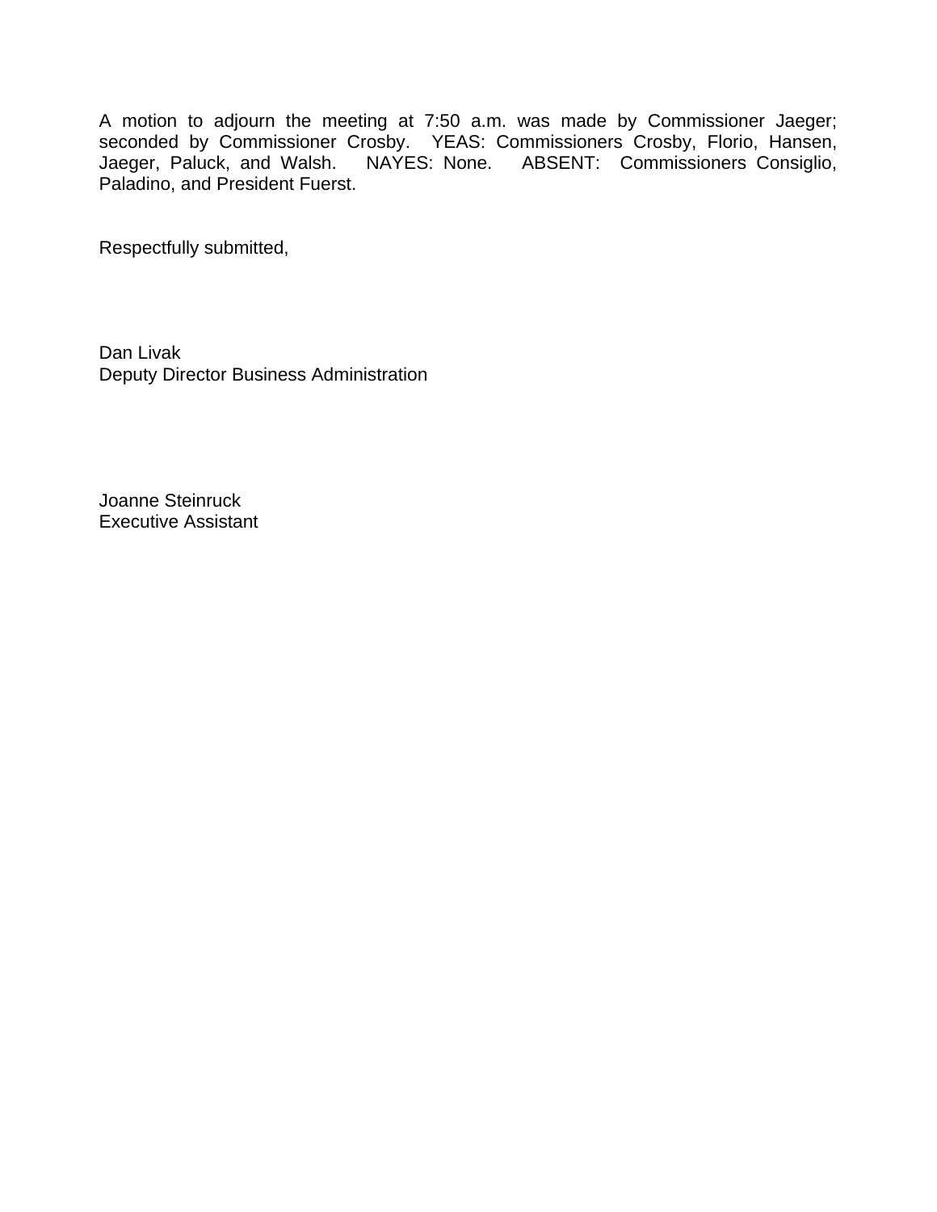A motion to adjourn the meeting at 7:50 a.m. was made by Commissioner Jaeger; seconded by Commissioner Crosby. YEAS: Commissioners Crosby, Florio, Hansen, Jaeger, Paluck, and Walsh. NAYES: None. ABSENT: Commissioners Consiglio, Paladino, and President Fuerst.

Respectfully submitted,

Dan Livak  
Deputy Director Business Administration

Joanne Steinruck  
Executive Assistant